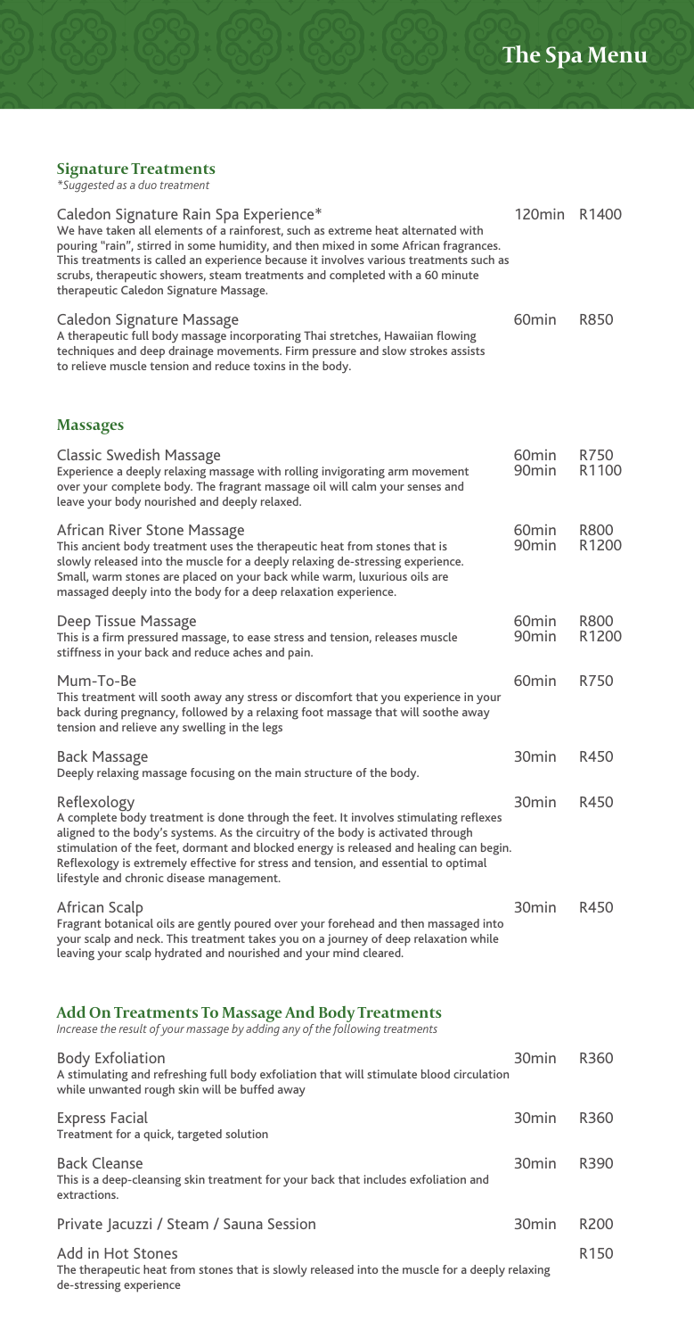# The Spa Menu

## Signature Treatments

*\*Suggested as a duo treatment*

**Caledon Signature Rain Spa Experience*** — 120min — R1400

We have taken all elements of a rainforest, such as extreme heat alternated with pouring "rain", stirred in some humidity, and then mixed in some African fragrances. This treatments is called an experience because it involves various treatments such as scrubs, therapeutic showers, steam treatments and completed with a 60 minute therapeutic Caledon Signature Massage.

**Caledon Signature Massage** — 60min — R850

A therapeutic full body massage incorporating Thai stretches, Hawaiian flowing techniques and deep drainage movements. Firm pressure and slow strokes assists to relieve muscle tension and reduce toxins in the body.

## Massages

**Classic Swedish Massage** — 60min R750 / 90min R1100

Experience a deeply relaxing massage with rolling invigorating arm movement over your complete body. The fragrant massage oil will calm your senses and leave your body nourished and deeply relaxed.

**African River Stone Massage** — 60min R800 / 90min R1200

This ancient body treatment uses the therapeutic heat from stones that is slowly released into the muscle for a deeply relaxing de-stressing experience. Small, warm stones are placed on your back while warm, luxurious oils are massaged deeply into the body for a deep relaxation experience.

**Deep Tissue Massage** — 60min R800 / 90min R1200

This is a firm pressured massage, to ease stress and tension, releases muscle stiffness in your back and reduce aches and pain.

**Mum-To-Be** — 60min — R750

This treatment will sooth away any stress or discomfort that you experience in your back during pregnancy, followed by a relaxing foot massage that will soothe away tension and relieve any swelling in the legs

**Back Massage** — 30min — R450

Deeply relaxing massage focusing on the main structure of the body.

**Reflexology** — 30min — R450

A complete body treatment is done through the feet. It involves stimulating reflexes aligned to the body's systems. As the circuitry of the body is activated through stimulation of the feet, dormant and blocked energy is released and healing can begin. Reflexology is extremely effective for stress and tension, and essential to optimal lifestyle and chronic disease management.

**African Scalp** — 30min — R450

Fragrant botanical oils are gently poured over your forehead and then massaged into your scalp and neck. This treatment takes you on a journey of deep relaxation while leaving your scalp hydrated and nourished and your mind cleared.

## Add On Treatments To Massage And Body Treatments

*Increase the result of your massage by adding any of the following treatments*

**Body Exfoliation** — 30min — R360

A stimulating and refreshing full body exfoliation that will stimulate blood circulation while unwanted rough skin will be buffed away

**Express Facial** — 30min — R360

Treatment for a quick, targeted solution

**Back Cleanse** — 30min — R390

This is a deep-cleansing skin treatment for your back that includes exfoliation and extractions.

**Private Jacuzzi / Steam / Sauna Session** — 30min — R200

**Add in Hot Stones** — R150

The therapeutic heat from stones that is slowly released into the muscle for a deeply relaxing de-stressing experience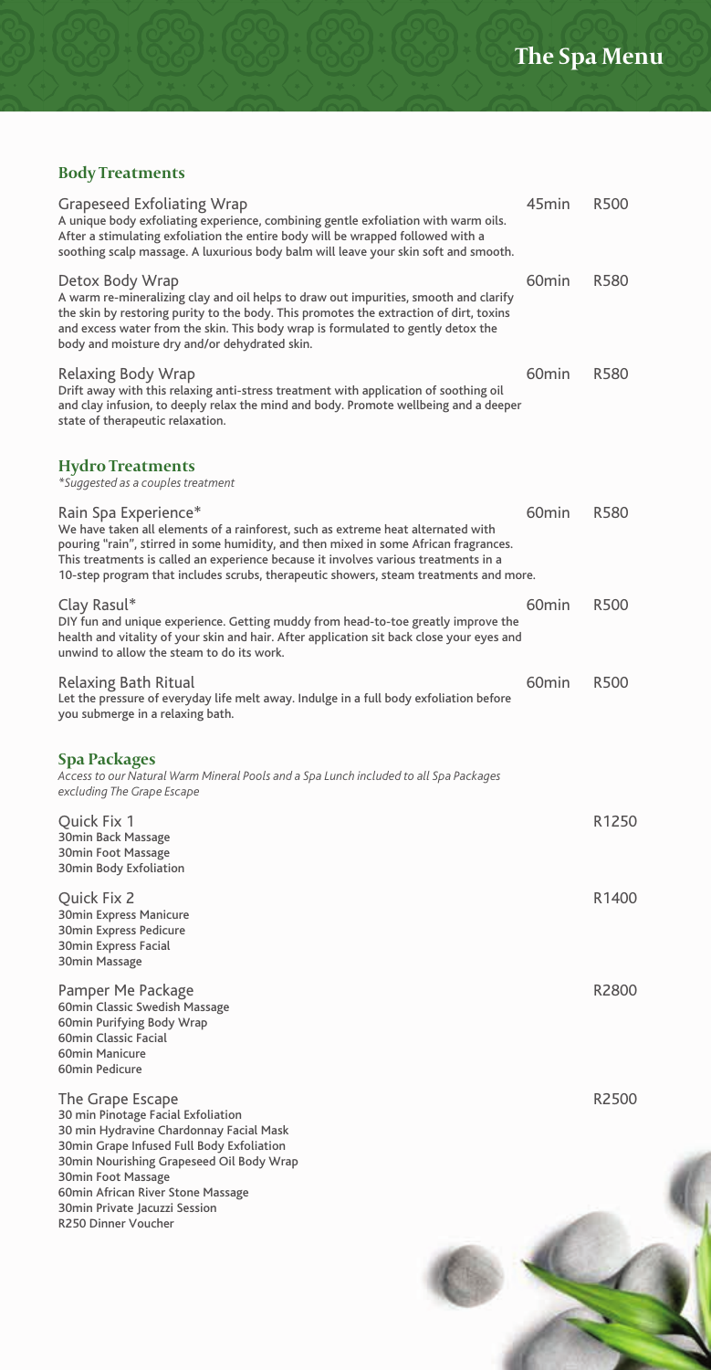# The Spa Menu

## Body Treatments

**Grapeseed Exfoliating Wrap** — 45min — R500

A unique body exfoliating experience, combining gentle exfoliation with warm oils. After a stimulating exfoliation the entire body will be wrapped followed with a soothing scalp massage. A luxurious body balm will leave your skin soft and smooth.

**Detox Body Wrap** — 60min — R580

A warm re-mineralizing clay and oil helps to draw out impurities, smooth and clarify the skin by restoring purity to the body. This promotes the extraction of dirt, toxins and excess water from the skin. This body wrap is formulated to gently detox the body and moisture dry and/or dehydrated skin.

**Relaxing Body Wrap** — 60min — R580

Drift away with this relaxing anti-stress treatment with application of soothing oil and clay infusion, to deeply relax the mind and body. Promote wellbeing and a deeper state of therapeutic relaxation.

## Hydro Treatments

*\*Suggested as a couples treatment*

**Rain Spa Experience\*** — 60min — R580

We have taken all elements of a rainforest, such as extreme heat alternated with pouring "rain", stirred in some humidity, and then mixed in some African fragrances. This treatments is called an experience because it involves various treatments in a 10-step program that includes scrubs, therapeutic showers, steam treatments and more.

**Clay Rasul\*** — 60min — R500

DIY fun and unique experience. Getting muddy from head-to-toe greatly improve the health and vitality of your skin and hair. After application sit back close your eyes and unwind to allow the steam to do its work.

**Relaxing Bath Ritual** — 60min — R500

Let the pressure of everyday life melt away. Indulge in a full body exfoliation before you submerge in a relaxing bath.

## Spa Packages

*Access to our Natural Warm Mineral Pools and a Spa Lunch included to all Spa Packages excluding The Grape Escape*

**Quick Fix 1** — R1250

- 30min Back Massage
- 30min Foot Massage
- 30min Body Exfoliation

**Quick Fix 2** — R1400

- 30min Express Manicure
- 30min Express Pedicure
- 30min Express Facial
- 30min Massage

**Pamper Me Package** — R2800

- 60min Classic Swedish Massage
- 60min Purifying Body Wrap
- 60min Classic Facial
- 60min Manicure
- 60min Pedicure

**The Grape Escape** — R2500

- 30 min Pinotage Facial Exfoliation
- 30min Hydravine Chardonnay Facial Mask
- 30min Grape Infused Full Body Exfoliation
- 30min Nourishing Grapeseed Oil Body Wrap
- 30min Foot Massage
- 60min African River Stone Massage
- 30min Private Jacuzzi Session
- R250 Dinner Voucher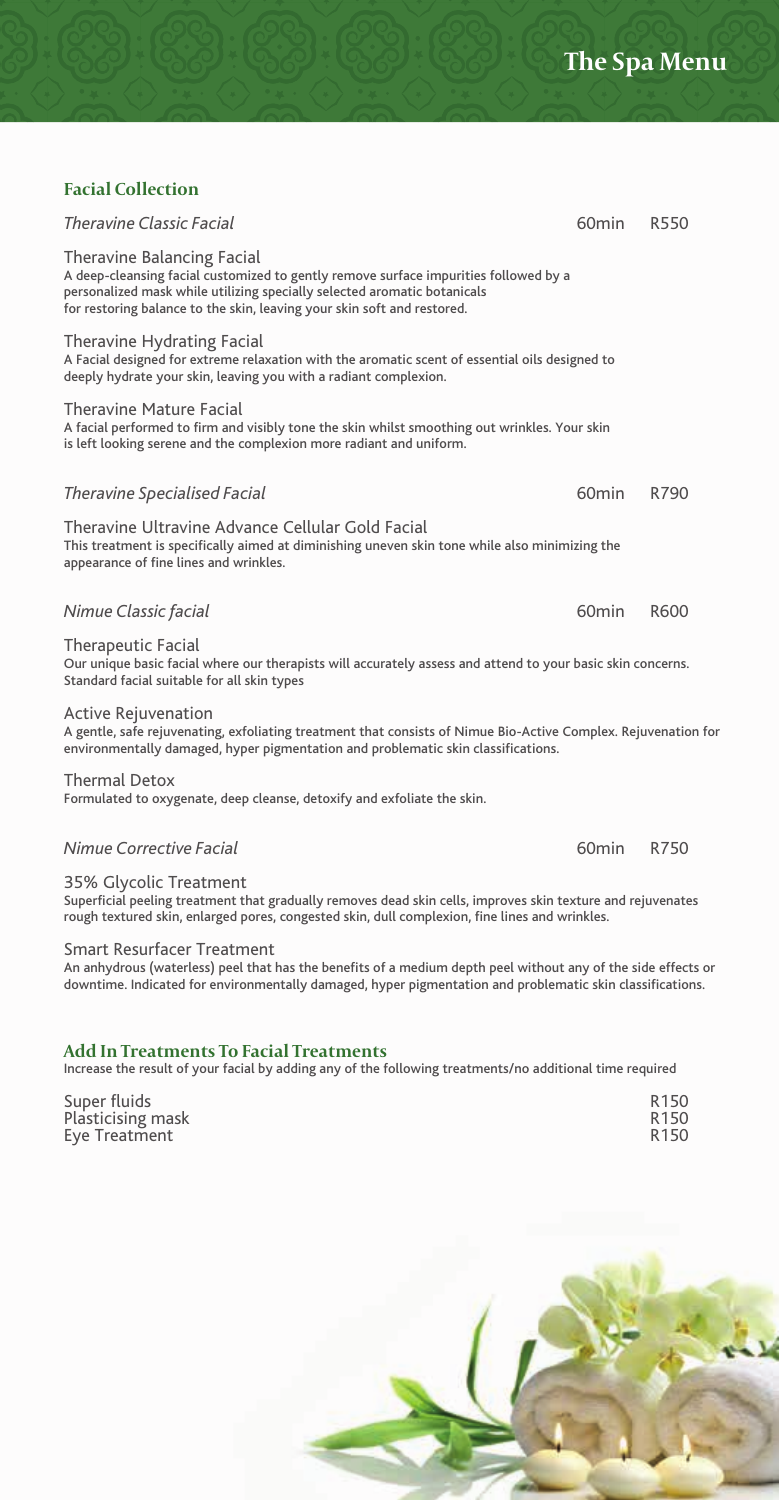# The Spa Menu

## Facial Collection

*Theravine Classic Facial* 60min R550

Theravine Balancing Facial
A deep-cleansing facial customized to gently remove surface impurities followed by a personalized mask while utilizing specially selected aromatic botanicals for restoring balance to the skin, leaving your skin soft and restored.

Theravine Hydrating Facial
A Facial designed for extreme relaxation with the aromatic scent of essential oils designed to deeply hydrate your skin, leaving you with a radiant complexion.

Theravine Mature Facial
A facial performed to firm and visibly tone the skin whilst smoothing out wrinkles. Your skin is left looking serene and the complexion more radiant and uniform.

*Theravine Specialised Facial* 60min R790

Theravine Ultravine Advance Cellular Gold Facial
This treatment is specifically aimed at diminishing uneven skin tone while also minimizing the appearance of fine lines and wrinkles.

*Nimue Classic facial* 60min R600

Therapeutic Facial
Our unique basic facial where our therapists will accurately assess and attend to your basic skin concerns. Standard facial suitable for all skin types

Active Rejuvenation
A gentle, safe rejuvenating, exfoliating treatment that consists of Nimue Bio-Active Complex. Rejuvenation for environmentally damaged, hyper pigmentation and problematic skin classifications.

Thermal Detox
Formulated to oxygenate, deep cleanse, detoxify and exfoliate the skin.

*Nimue Corrective Facial* 60min R750

35% Glycolic Treatment
Superficial peeling treatment that gradually removes dead skin cells, improves skin texture and rejuvenates rough textured skin, enlarged pores, congested skin, dull complexion, fine lines and wrinkles.

Smart Resurfacer Treatment
An anhydrous (waterless) peel that has the benefits of a medium depth peel without any of the side effects or downtime. Indicated for environmentally damaged, hyper pigmentation and problematic skin classifications.

## Add In Treatments To Facial Treatments

Increase the result of your facial by adding any of the following treatments/no additional time required

| Treatment | Price |
| --- | --- |
| Super fluids | R150 |
| Plasticising mask | R150 |
| Eye Treatment | R150 |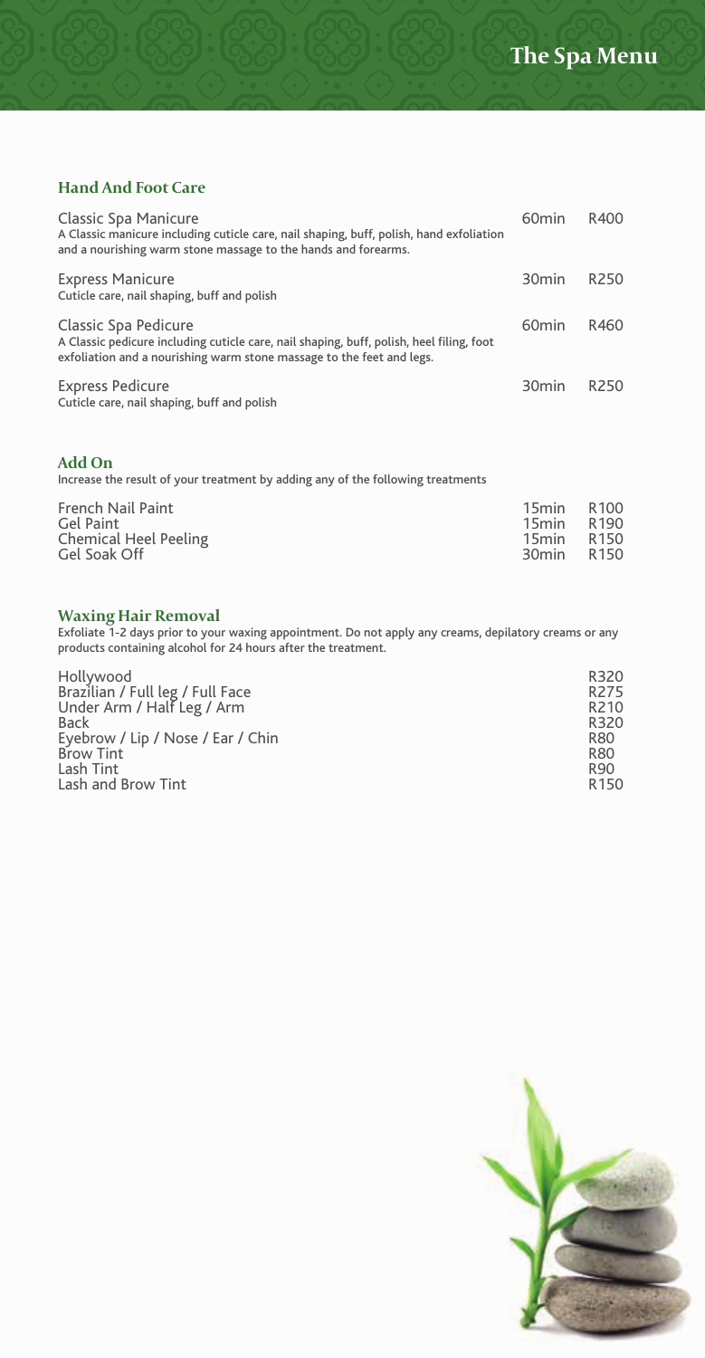# The Spa Menu

## Hand And Foot Care

| Treatment | Duration | Price |
|---|---|---|
| Classic Spa Manicure<br>A Classic manicure including cuticle care, nail shaping, buff, polish, hand exfoliation and a nourishing warm stone massage to the hands and forearms. | 60min | R400 |
| Express Manicure<br>Cuticle care, nail shaping, buff and polish | 30min | R250 |
| Classic Spa Pedicure<br>A Classic pedicure including cuticle care, nail shaping, buff, polish, heel filing, foot exfoliation and a nourishing warm stone massage to the feet and legs. | 60min | R460 |
| Express Pedicure<br>Cuticle care, nail shaping, buff and polish | 30min | R250 |

## Add On

Increase the result of your treatment by adding any of the following treatments

| Treatment | Duration | Price |
|---|---|---|
| French Nail Paint | 15min | R100 |
| Gel Paint | 15min | R190 |
| Chemical Heel Peeling | 15min | R150 |
| Gel Soak Off | 30min | R150 |

## Waxing Hair Removal

Exfoliate 1-2 days prior to your waxing appointment. Do not apply any creams, depilatory creams or any products containing alcohol for 24 hours after the treatment.

| Treatment | Price |
|---|---|
| Hollywood | R320 |
| Brazilian / Full leg / Full Face | R275 |
| Under Arm / Half Leg / Arm | R210 |
| Back | R320 |
| Eyebrow / Lip / Nose / Ear / Chin | R80 |
| Brow Tint | R80 |
| Lash Tint | R90 |
| Lash and Brow Tint | R150 |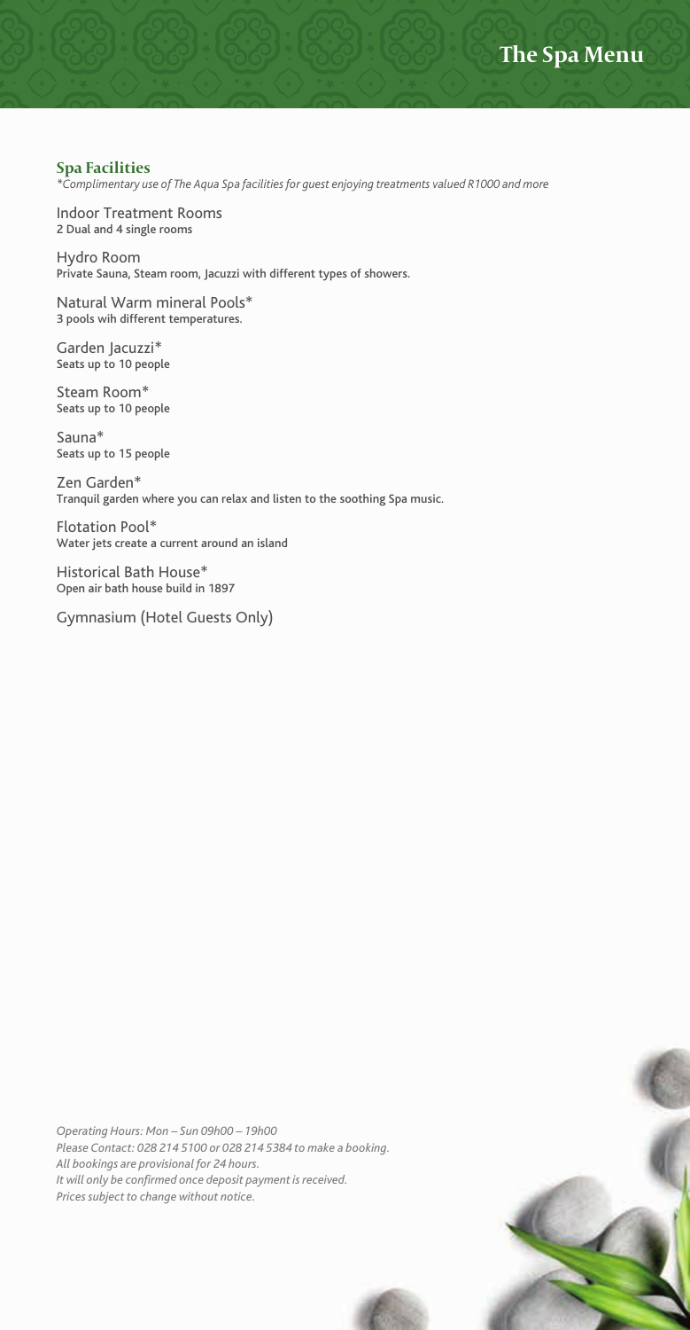# The Spa Menu

## Spa Facilities

*\*Complimentary use of The Aqua Spa facilities for guest enjoying treatments valued R1000 and more*

Indoor Treatment Rooms
2 Dual and 4 single rooms

Hydro Room
Private Sauna, Steam room, Jacuzzi with different types of showers.

Natural Warm mineral Pools*
3 pools wih different temperatures.

Garden Jacuzzi*
Seats up to 10 people

Steam Room*
Seats up to 10 people

Sauna*
Seats up to 15 people

Zen Garden*
Tranquil garden where you can relax and listen to the soothing Spa music.

Flotation Pool*
Water jets create a current around an island

Historical Bath House*
Open air bath house build in 1897

Gymnasium (Hotel Guests Only)

*Operating Hours: Mon – Sun 09h00 – 19h00*
*Please Contact: 028 214 5100 or 028 214 5384 to make a booking.*
*All bookings are provisional for 24 hours.*
*It will only be confirmed once deposit payment is received.*
*Prices subject to change without notice.*